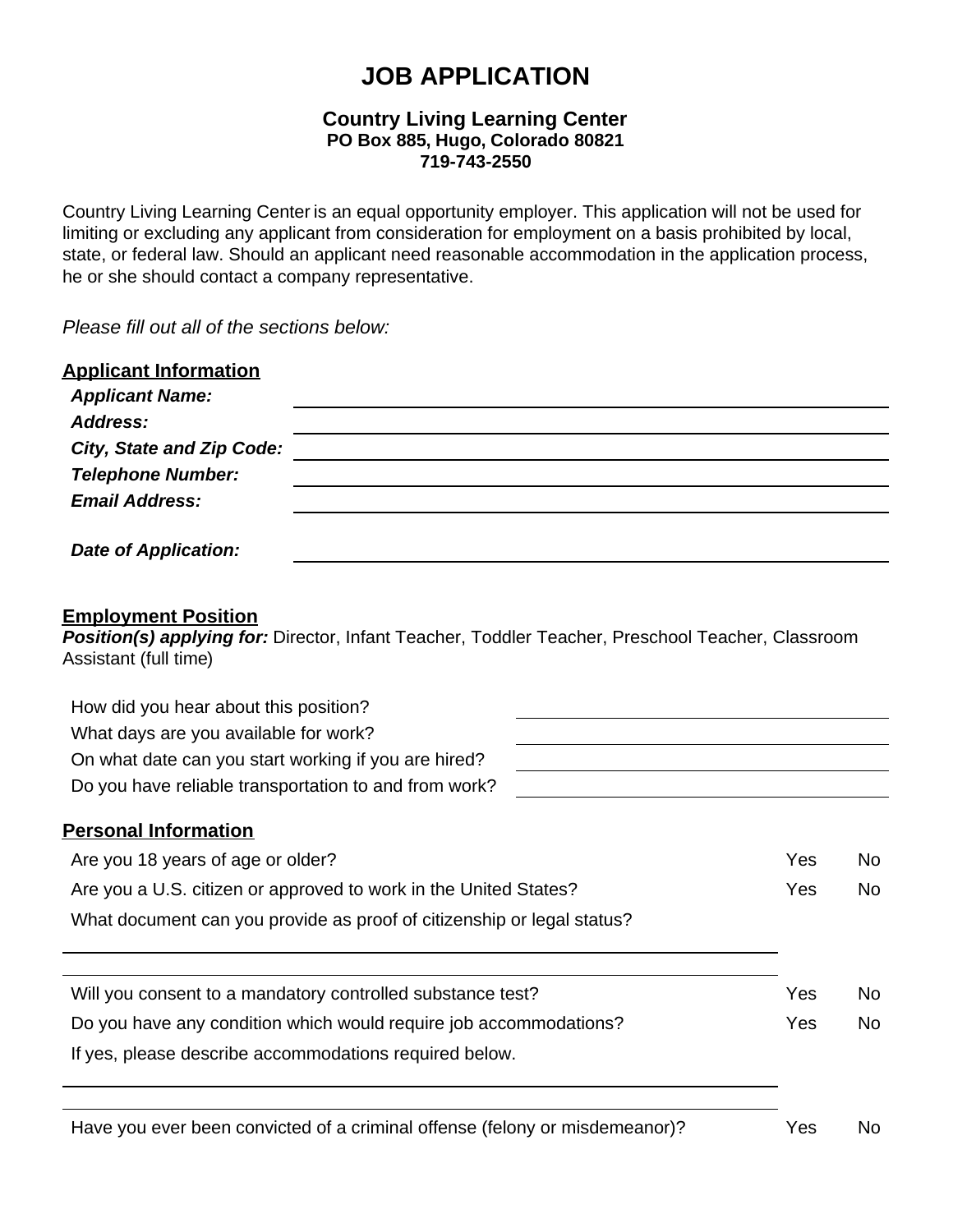# JOB APPLICATION

**Country Living Learning Center**
**PO Box 885, Hugo, Colorado 80821**
**719-743-2550**

Country Living Learning Center is an equal opportunity employer. This application will not be used for limiting or excluding any applicant from consideration for employment on a basis prohibited by local, state, or federal law. Should an applicant need reasonable accommodation in the application process, he or she should contact a company representative.

*Please fill out all of the sections below:*

## Applicant Information

***Applicant Name:*** ______________________________

***Address:*** ______________________________

***City, State and Zip Code:*** ______________________________

***Telephone Number:*** ______________________________

***Email Address:*** ______________________________

***Date of Application:*** ______________________________

## Employment Position

***Position(s) applying for:*** Director, Infant Teacher, Toddler Teacher, Preschool Teacher, Classroom Assistant (full time)

How did you hear about this position? ______________________________

What days are you available for work? ______________________________

On what date can you start working if you are hired? ______________________________

Do you have reliable transportation to and from work? ______________________________

## Personal Information

Are you 18 years of age or older? Yes No

Are you a U.S. citizen or approved to work in the United States? Yes No

What document can you provide as proof of citizenship or legal status?

______________________________

______________________________

Will you consent to a mandatory controlled substance test? Yes No

Do you have any condition which would require job accommodations? Yes No

If yes, please describe accommodations required below.

______________________________

______________________________

Have you ever been convicted of a criminal offense (felony or misdemeanor)? Yes No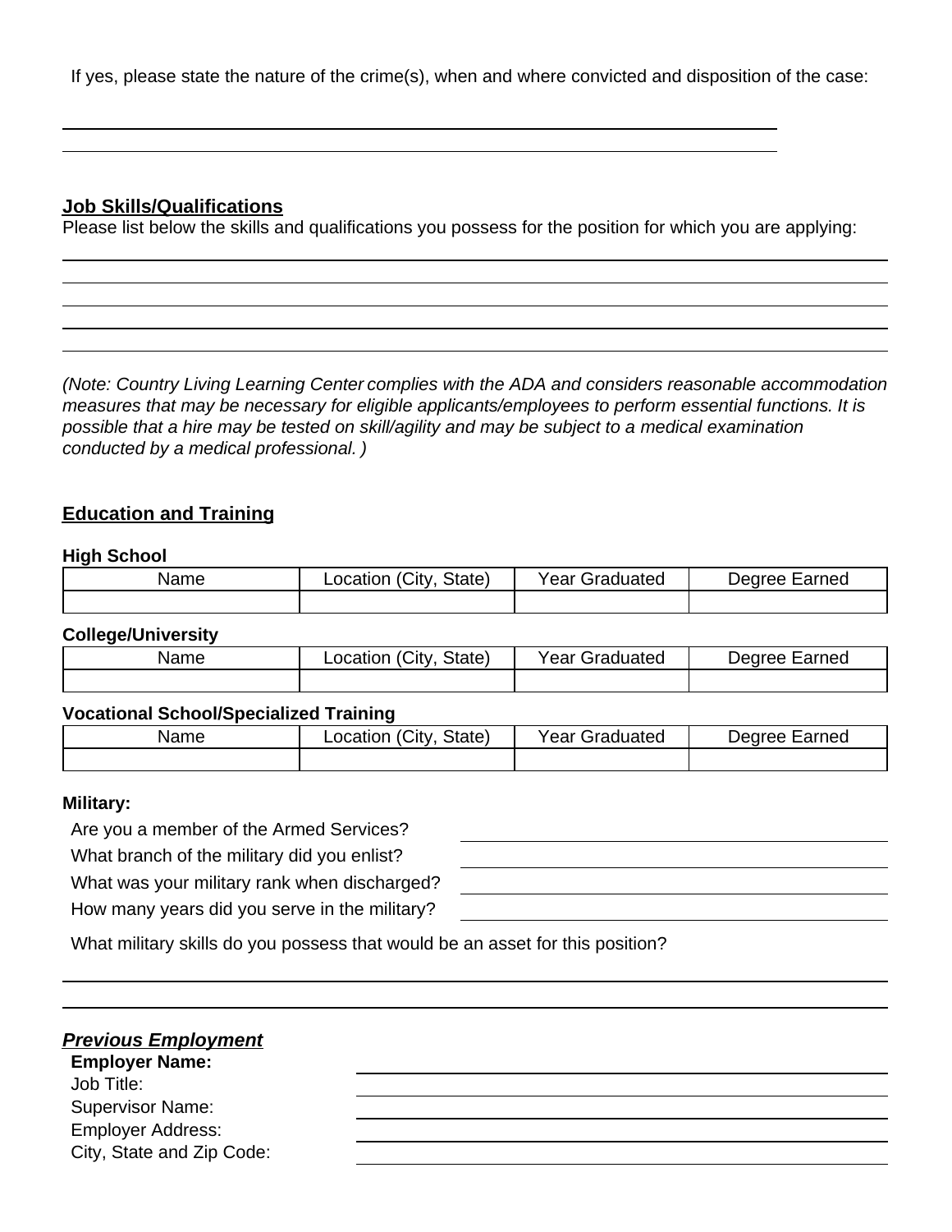If yes, please state the nature of the crime(s), when and where convicted and disposition of the case:

______________________________________________________________________________

______________________________________________________________________________

## Job Skills/Qualifications

Please list below the skills and qualifications you possess for the position for which you are applying:

______________________________________________________________________________

______________________________________________________________________________

______________________________________________________________________________

______________________________________________________________________________

______________________________________________________________________________

*(Note: Country Living Learning Center complies with the ADA and considers reasonable accommodation measures that may be necessary for eligible applicants/employees to perform essential functions. It is possible that a hire may be tested on skill/agility and may be subject to a medical examination conducted by a medical professional. )*

## Education and Training

**High School**

| Name | Location (City, State) | Year Graduated | Degree Earned |
|---|---|---|---|
| | | | |

**College/University**

| Name | Location (City, State) | Year Graduated | Degree Earned |
|---|---|---|---|
| | | | |

**Vocational School/Specialized Training**

| Name | Location (City, State) | Year Graduated | Degree Earned |
|---|---|---|---|
| | | | |

**Military:**

Are you a member of the Armed Services? ______________________________

What branch of the military did you enlist? ______________________________

What was your military rank when discharged? ______________________________

How many years did you serve in the military? ______________________________

What military skills do you possess that would be an asset for this position?

______________________________________________________________________________

______________________________________________________________________________

## ***Previous Employment***

**Employer Name:** ______________________________

Job Title: ______________________________

Supervisor Name: ______________________________

Employer Address: ______________________________

City, State and Zip Code: ______________________________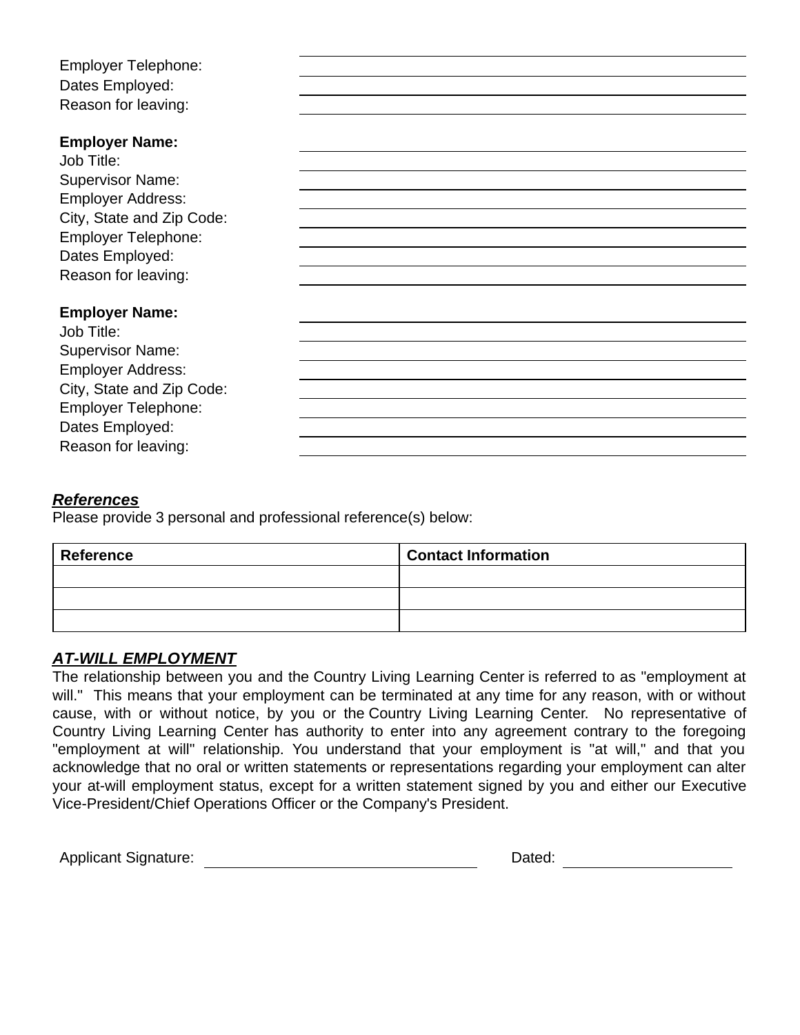Employer Telephone:
Dates Employed:
Reason for leaving:

**Employer Name:**
Job Title:
Supervisor Name:
Employer Address:
City, State and Zip Code:
Employer Telephone:
Dates Employed:
Reason for leaving:

**Employer Name:**
Job Title:
Supervisor Name:
Employer Address:
City, State and Zip Code:
Employer Telephone:
Dates Employed:
Reason for leaving:

***References***

Please provide 3 personal and professional reference(s) below:

| Reference | Contact Information |
|---|---|
| | |
| | |
| | |

***AT-WILL EMPLOYMENT***

The relationship between you and the Country Living Learning Center is referred to as "employment at will." This means that your employment can be terminated at any time for any reason, with or without cause, with or without notice, by you or the Country Living Learning Center. No representative of Country Living Learning Center has authority to enter into any agreement contrary to the foregoing "employment at will" relationship. You understand that your employment is "at will," and that you acknowledge that no oral or written statements or representations regarding your employment can alter your at-will employment status, except for a written statement signed by you and either our Executive Vice-President/Chief Operations Officer or the Company's President.

Applicant Signature: ______________________ Dated: ______________